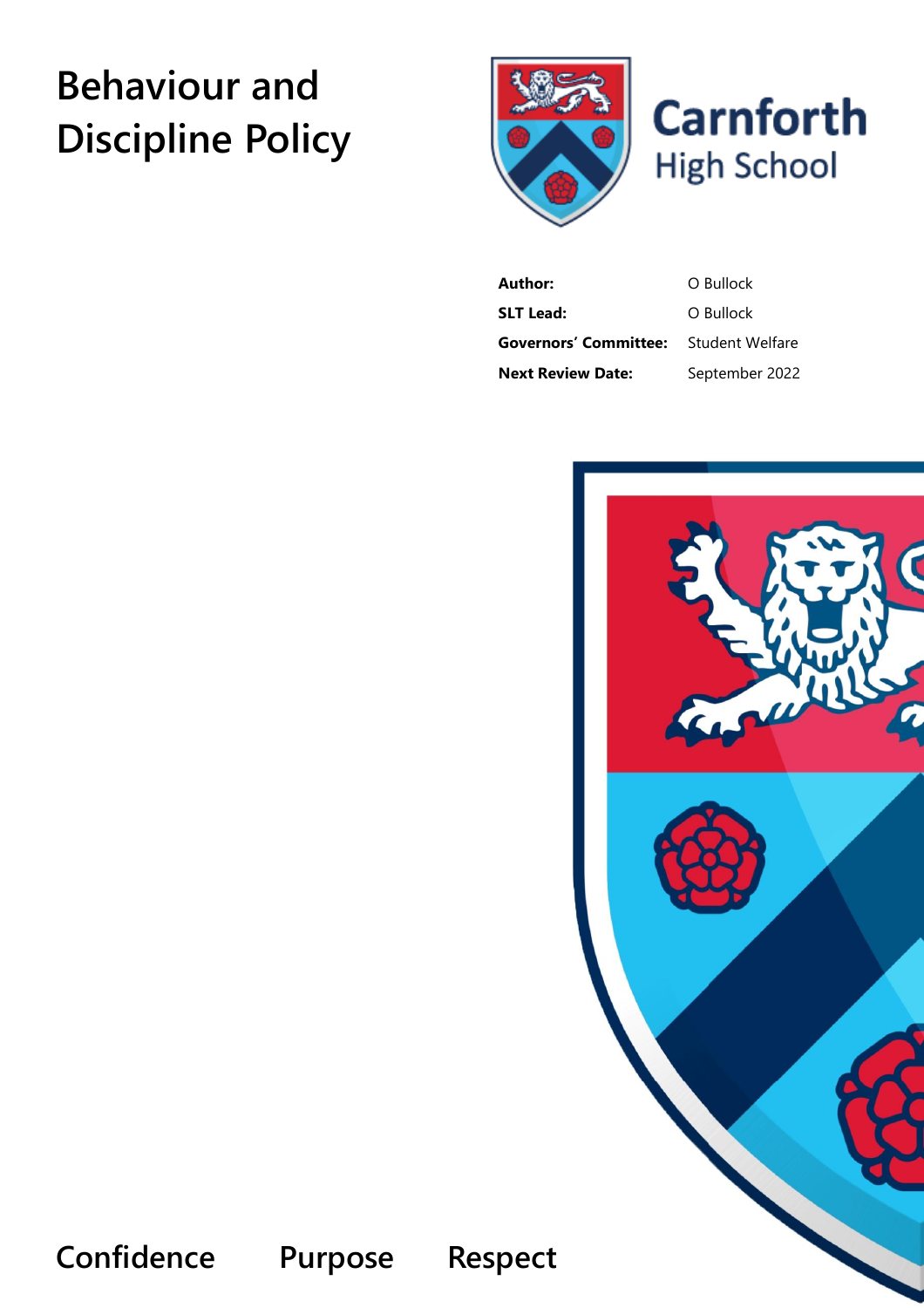# Behaviour and Discipline Policy

Carnforth
High School

| | |
|---|---|
| **Author:** | O Bullock |
| **SLT Lead:** | O Bullock |
| **Governors' Committee:** | Student Welfare |
| **Next Review Date:** | September 2022 |

**Confidence** **Purpose** **Respect**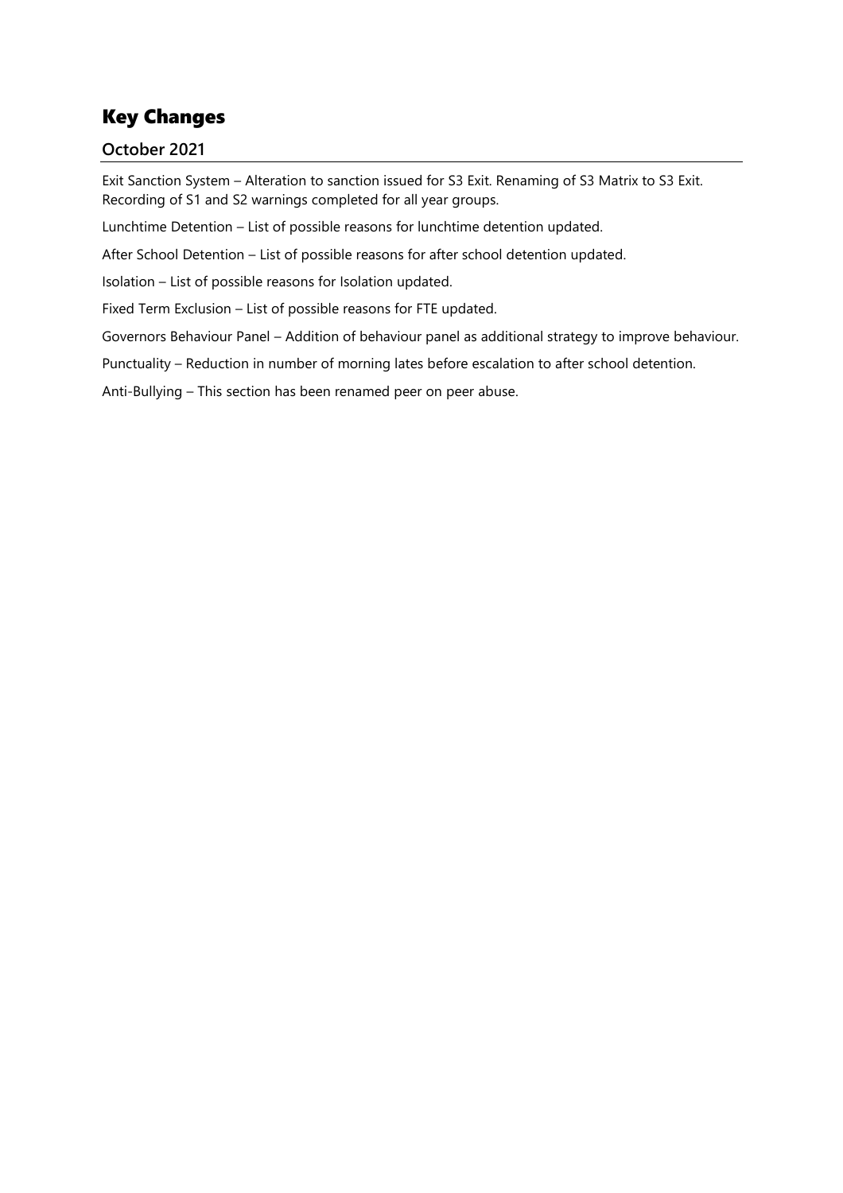# Key Changes

## October 2021

Exit Sanction System – Alteration to sanction issued for S3 Exit. Renaming of S3 Matrix to S3 Exit. Recording of S1 and S2 warnings completed for all year groups.

Lunchtime Detention – List of possible reasons for lunchtime detention updated.

After School Detention – List of possible reasons for after school detention updated.

Isolation – List of possible reasons for Isolation updated.

Fixed Term Exclusion – List of possible reasons for FTE updated.

Governors Behaviour Panel – Addition of behaviour panel as additional strategy to improve behaviour.

Punctuality – Reduction in number of morning lates before escalation to after school detention.

Anti-Bullying – This section has been renamed peer on peer abuse.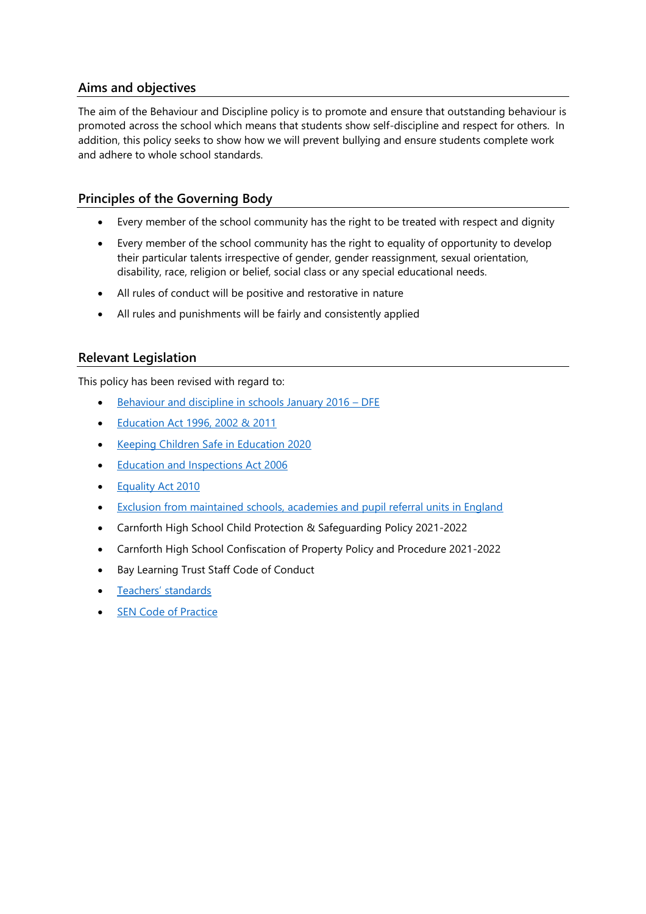## Aims and objectives

The aim of the Behaviour and Discipline policy is to promote and ensure that outstanding behaviour is promoted across the school which means that students show self-discipline and respect for others. In addition, this policy seeks to show how we will prevent bullying and ensure students complete work and adhere to whole school standards.

## Principles of the Governing Body

- Every member of the school community has the right to be treated with respect and dignity
- Every member of the school community has the right to equality of opportunity to develop their particular talents irrespective of gender, gender reassignment, sexual orientation, disability, race, religion or belief, social class or any special educational needs.
- All rules of conduct will be positive and restorative in nature
- All rules and punishments will be fairly and consistently applied

## Relevant Legislation

This policy has been revised with regard to:

- Behaviour and discipline in schools January 2016 – DFE
- Education Act 1996, 2002 & 2011
- Keeping Children Safe in Education 2020
- Education and Inspections Act 2006
- Equality Act 2010
- Exclusion from maintained schools, academies and pupil referral units in England
- Carnforth High School Child Protection & Safeguarding Policy 2021-2022
- Carnforth High School Confiscation of Property Policy and Procedure 2021-2022
- Bay Learning Trust Staff Code of Conduct
- Teachers' standards
- SEN Code of Practice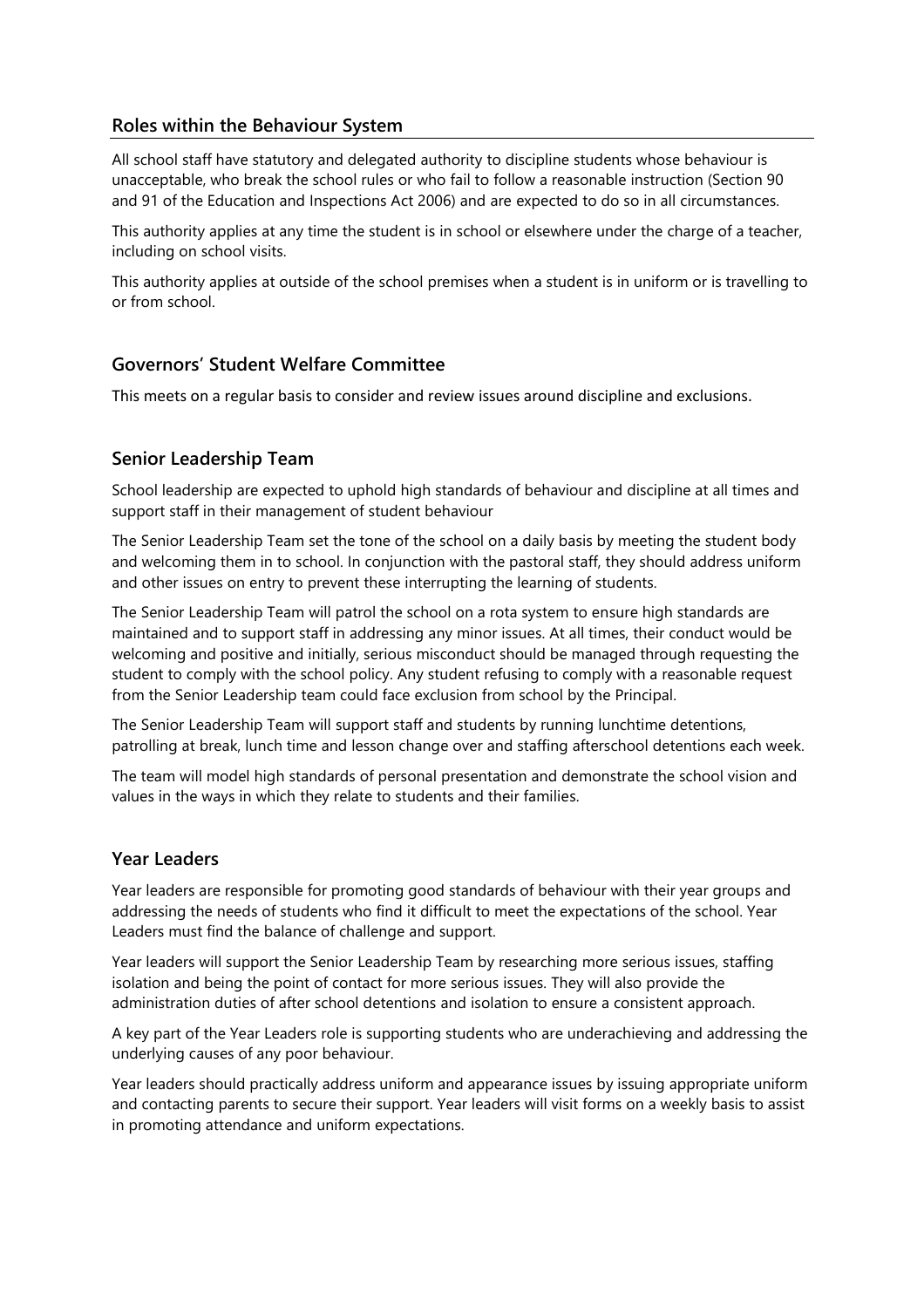## Roles within the Behaviour System

All school staff have statutory and delegated authority to discipline students whose behaviour is unacceptable, who break the school rules or who fail to follow a reasonable instruction (Section 90 and 91 of the Education and Inspections Act 2006) and are expected to do so in all circumstances.

This authority applies at any time the student is in school or elsewhere under the charge of a teacher, including on school visits.

This authority applies at outside of the school premises when a student is in uniform or is travelling to or from school.

## Governors' Student Welfare Committee

This meets on a regular basis to consider and review issues around discipline and exclusions.

## Senior Leadership Team

School leadership are expected to uphold high standards of behaviour and discipline at all times and support staff in their management of student behaviour

The Senior Leadership Team set the tone of the school on a daily basis by meeting the student body and welcoming them in to school. In conjunction with the pastoral staff, they should address uniform and other issues on entry to prevent these interrupting the learning of students.

The Senior Leadership Team will patrol the school on a rota system to ensure high standards are maintained and to support staff in addressing any minor issues. At all times, their conduct would be welcoming and positive and initially, serious misconduct should be managed through requesting the student to comply with the school policy. Any student refusing to comply with a reasonable request from the Senior Leadership team could face exclusion from school by the Principal.

The Senior Leadership Team will support staff and students by running lunchtime detentions, patrolling at break, lunch time and lesson change over and staffing afterschool detentions each week.

The team will model high standards of personal presentation and demonstrate the school vision and values in the ways in which they relate to students and their families.

## Year Leaders

Year leaders are responsible for promoting good standards of behaviour with their year groups and addressing the needs of students who find it difficult to meet the expectations of the school. Year Leaders must find the balance of challenge and support.

Year leaders will support the Senior Leadership Team by researching more serious issues, staffing isolation and being the point of contact for more serious issues. They will also provide the administration duties of after school detentions and isolation to ensure a consistent approach.

A key part of the Year Leaders role is supporting students who are underachieving and addressing the underlying causes of any poor behaviour.

Year leaders should practically address uniform and appearance issues by issuing appropriate uniform and contacting parents to secure their support. Year leaders will visit forms on a weekly basis to assist in promoting attendance and uniform expectations.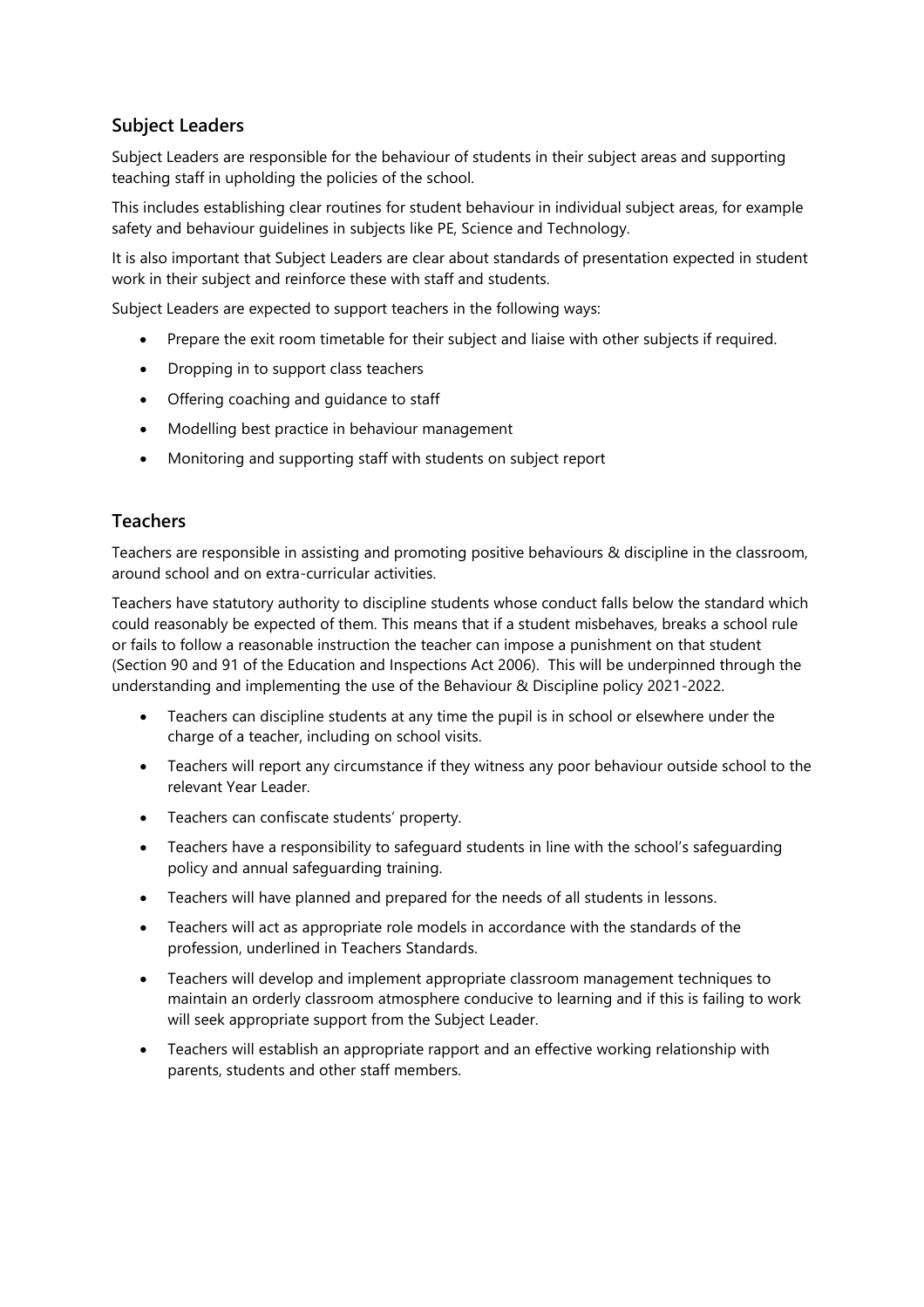## Subject Leaders

Subject Leaders are responsible for the behaviour of students in their subject areas and supporting teaching staff in upholding the policies of the school.

This includes establishing clear routines for student behaviour in individual subject areas, for example safety and behaviour guidelines in subjects like PE, Science and Technology.

It is also important that Subject Leaders are clear about standards of presentation expected in student work in their subject and reinforce these with staff and students.

Subject Leaders are expected to support teachers in the following ways:

- Prepare the exit room timetable for their subject and liaise with other subjects if required.
- Dropping in to support class teachers
- Offering coaching and guidance to staff
- Modelling best practice in behaviour management
- Monitoring and supporting staff with students on subject report

## Teachers

Teachers are responsible in assisting and promoting positive behaviours & discipline in the classroom, around school and on extra-curricular activities.

Teachers have statutory authority to discipline students whose conduct falls below the standard which could reasonably be expected of them. This means that if a student misbehaves, breaks a school rule or fails to follow a reasonable instruction the teacher can impose a punishment on that student (Section 90 and 91 of the Education and Inspections Act 2006). This will be underpinned through the understanding and implementing the use of the Behaviour & Discipline policy 2021-2022.

- Teachers can discipline students at any time the pupil is in school or elsewhere under the charge of a teacher, including on school visits.
- Teachers will report any circumstance if they witness any poor behaviour outside school to the relevant Year Leader.
- Teachers can confiscate students' property.
- Teachers have a responsibility to safeguard students in line with the school's safeguarding policy and annual safeguarding training.
- Teachers will have planned and prepared for the needs of all students in lessons.
- Teachers will act as appropriate role models in accordance with the standards of the profession, underlined in Teachers Standards.
- Teachers will develop and implement appropriate classroom management techniques to maintain an orderly classroom atmosphere conducive to learning and if this is failing to work will seek appropriate support from the Subject Leader.
- Teachers will establish an appropriate rapport and an effective working relationship with parents, students and other staff members.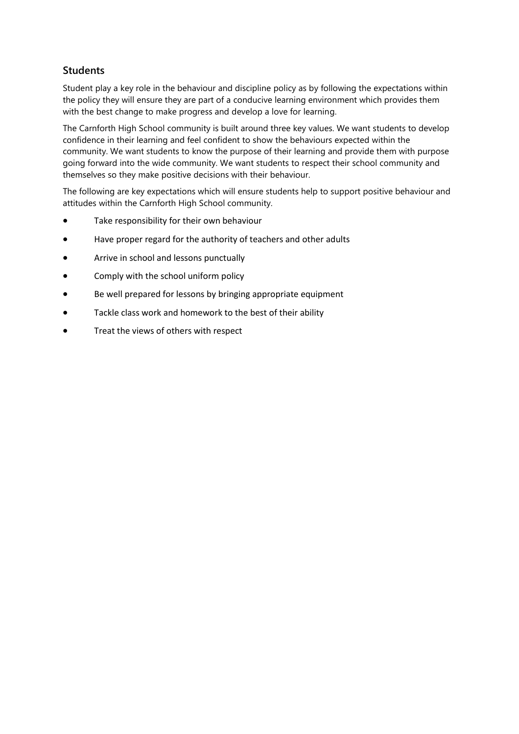## Students

Student play a key role in the behaviour and discipline policy as by following the expectations within the policy they will ensure they are part of a conducive learning environment which provides them with the best change to make progress and develop a love for learning.

The Carnforth High School community is built around three key values. We want students to develop confidence in their learning and feel confident to show the behaviours expected within the community. We want students to know the purpose of their learning and provide them with purpose going forward into the wide community. We want students to respect their school community and themselves so they make positive decisions with their behaviour.

The following are key expectations which will ensure students help to support positive behaviour and attitudes within the Carnforth High School community.

- Take responsibility for their own behaviour
- Have proper regard for the authority of teachers and other adults
- Arrive in school and lessons punctually
- Comply with the school uniform policy
- Be well prepared for lessons by bringing appropriate equipment
- Tackle class work and homework to the best of their ability
- Treat the views of others with respect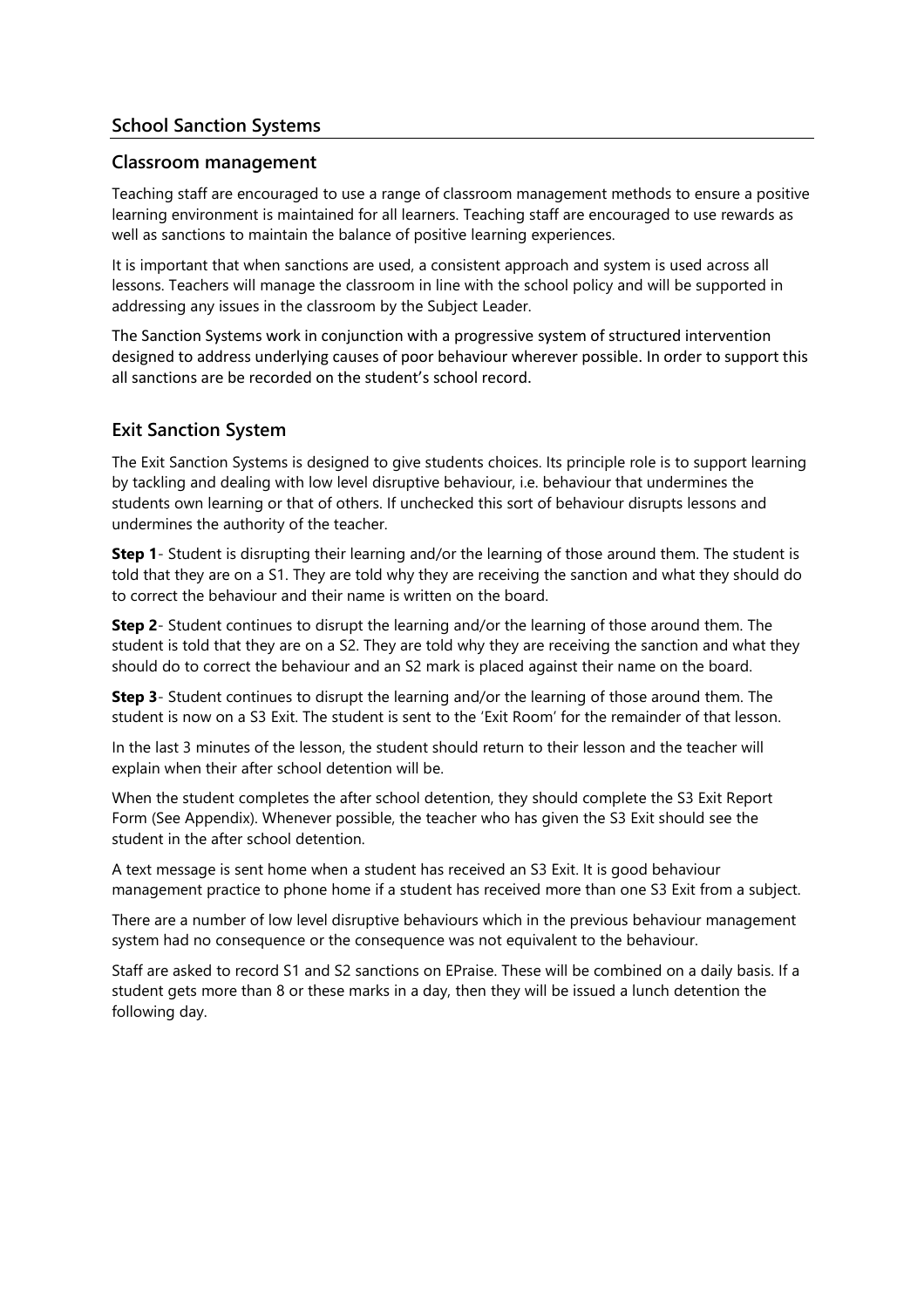## School Sanction Systems

### Classroom management

Teaching staff are encouraged to use a range of classroom management methods to ensure a positive learning environment is maintained for all learners. Teaching staff are encouraged to use rewards as well as sanctions to maintain the balance of positive learning experiences.

It is important that when sanctions are used, a consistent approach and system is used across all lessons. Teachers will manage the classroom in line with the school policy and will be supported in addressing any issues in the classroom by the Subject Leader.

The Sanction Systems work in conjunction with a progressive system of structured intervention designed to address underlying causes of poor behaviour wherever possible. In order to support this all sanctions are be recorded on the student's school record.

### Exit Sanction System

The Exit Sanction Systems is designed to give students choices. Its principle role is to support learning by tackling and dealing with low level disruptive behaviour, i.e. behaviour that undermines the students own learning or that of others. If unchecked this sort of behaviour disrupts lessons and undermines the authority of the teacher.

**Step 1**- Student is disrupting their learning and/or the learning of those around them. The student is told that they are on a S1. They are told why they are receiving the sanction and what they should do to correct the behaviour and their name is written on the board.

**Step 2**- Student continues to disrupt the learning and/or the learning of those around them. The student is told that they are on a S2. They are told why they are receiving the sanction and what they should do to correct the behaviour and an S2 mark is placed against their name on the board.

**Step 3**- Student continues to disrupt the learning and/or the learning of those around them. The student is now on a S3 Exit. The student is sent to the 'Exit Room' for the remainder of that lesson.

In the last 3 minutes of the lesson, the student should return to their lesson and the teacher will explain when their after school detention will be.

When the student completes the after school detention, they should complete the S3 Exit Report Form (See Appendix). Whenever possible, the teacher who has given the S3 Exit should see the student in the after school detention.

A text message is sent home when a student has received an S3 Exit. It is good behaviour management practice to phone home if a student has received more than one S3 Exit from a subject.

There are a number of low level disruptive behaviours which in the previous behaviour management system had no consequence or the consequence was not equivalent to the behaviour.

Staff are asked to record S1 and S2 sanctions on EPraise. These will be combined on a daily basis. If a student gets more than 8 or these marks in a day, then they will be issued a lunch detention the following day.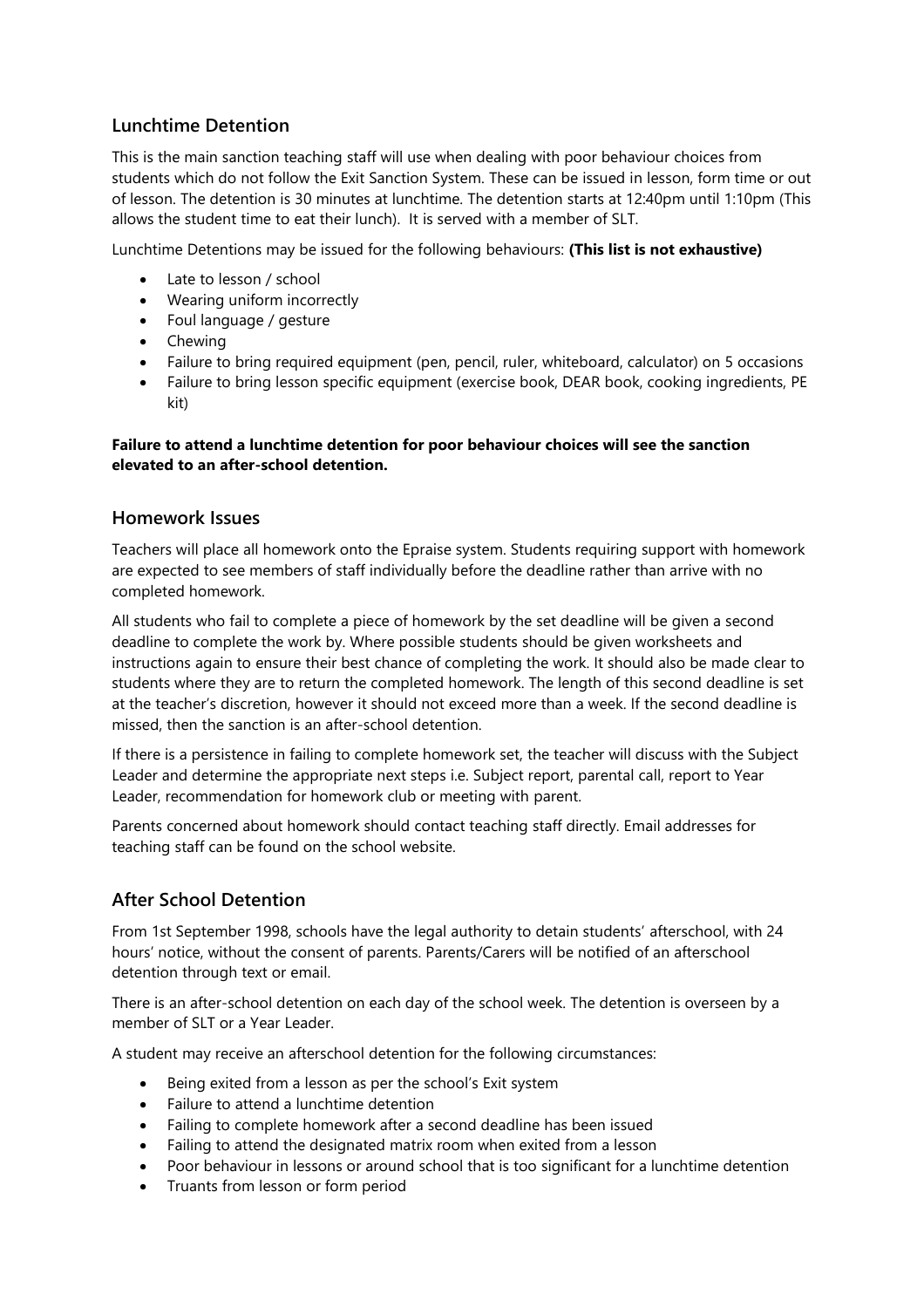## Lunchtime Detention

This is the main sanction teaching staff will use when dealing with poor behaviour choices from students which do not follow the Exit Sanction System. These can be issued in lesson, form time or out of lesson. The detention is 30 minutes at lunchtime. The detention starts at 12:40pm until 1:10pm (This allows the student time to eat their lunch). It is served with a member of SLT.

Lunchtime Detentions may be issued for the following behaviours: **(This list is not exhaustive)**

- Late to lesson / school
- Wearing uniform incorrectly
- Foul language / gesture
- Chewing
- Failure to bring required equipment (pen, pencil, ruler, whiteboard, calculator) on 5 occasions
- Failure to bring lesson specific equipment (exercise book, DEAR book, cooking ingredients, PE kit)

**Failure to attend a lunchtime detention for poor behaviour choices will see the sanction elevated to an after-school detention.**

## Homework Issues

Teachers will place all homework onto the Epraise system. Students requiring support with homework are expected to see members of staff individually before the deadline rather than arrive with no completed homework.

All students who fail to complete a piece of homework by the set deadline will be given a second deadline to complete the work by. Where possible students should be given worksheets and instructions again to ensure their best chance of completing the work. It should also be made clear to students where they are to return the completed homework. The length of this second deadline is set at the teacher's discretion, however it should not exceed more than a week. If the second deadline is missed, then the sanction is an after-school detention.

If there is a persistence in failing to complete homework set, the teacher will discuss with the Subject Leader and determine the appropriate next steps i.e. Subject report, parental call, report to Year Leader, recommendation for homework club or meeting with parent.

Parents concerned about homework should contact teaching staff directly. Email addresses for teaching staff can be found on the school website.

## After School Detention

From 1st September 1998, schools have the legal authority to detain students' afterschool, with 24 hours' notice, without the consent of parents. Parents/Carers will be notified of an afterschool detention through text or email.

There is an after-school detention on each day of the school week. The detention is overseen by a member of SLT or a Year Leader.

A student may receive an afterschool detention for the following circumstances:

- Being exited from a lesson as per the school's Exit system
- Failure to attend a lunchtime detention
- Failing to complete homework after a second deadline has been issued
- Failing to attend the designated matrix room when exited from a lesson
- Poor behaviour in lessons or around school that is too significant for a lunchtime detention
- Truants from lesson or form period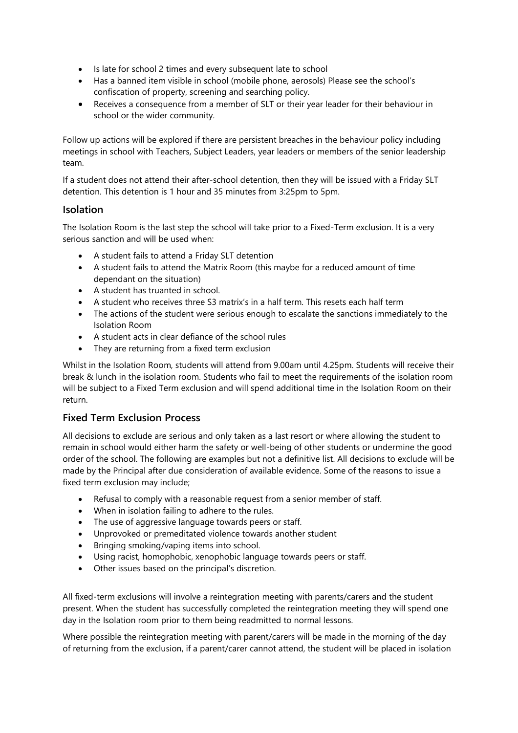- Is late for school 2 times and every subsequent late to school
- Has a banned item visible in school (mobile phone, aerosols) Please see the school's confiscation of property, screening and searching policy.
- Receives a consequence from a member of SLT or their year leader for their behaviour in school or the wider community.

Follow up actions will be explored if there are persistent breaches in the behaviour policy including meetings in school with Teachers, Subject Leaders, year leaders or members of the senior leadership team.

If a student does not attend their after-school detention, then they will be issued with a Friday SLT detention. This detention is 1 hour and 35 minutes from 3:25pm to 5pm.

## Isolation

The Isolation Room is the last step the school will take prior to a Fixed-Term exclusion. It is a very serious sanction and will be used when:

- A student fails to attend a Friday SLT detention
- A student fails to attend the Matrix Room (this maybe for a reduced amount of time dependant on the situation)
- A student has truanted in school.
- A student who receives three S3 matrix's in a half term. This resets each half term
- The actions of the student were serious enough to escalate the sanctions immediately to the Isolation Room
- A student acts in clear defiance of the school rules
- They are returning from a fixed term exclusion

Whilst in the Isolation Room, students will attend from 9.00am until 4.25pm. Students will receive their break & lunch in the isolation room. Students who fail to meet the requirements of the isolation room will be subject to a Fixed Term exclusion and will spend additional time in the Isolation Room on their return.

## Fixed Term Exclusion Process

All decisions to exclude are serious and only taken as a last resort or where allowing the student to remain in school would either harm the safety or well-being of other students or undermine the good order of the school. The following are examples but not a definitive list. All decisions to exclude will be made by the Principal after due consideration of available evidence. Some of the reasons to issue a fixed term exclusion may include;

- Refusal to comply with a reasonable request from a senior member of staff.
- When in isolation failing to adhere to the rules.
- The use of aggressive language towards peers or staff.
- Unprovoked or premeditated violence towards another student
- Bringing smoking/vaping items into school.
- Using racist, homophobic, xenophobic language towards peers or staff.
- Other issues based on the principal's discretion.

All fixed-term exclusions will involve a reintegration meeting with parents/carers and the student present. When the student has successfully completed the reintegration meeting they will spend one day in the Isolation room prior to them being readmitted to normal lessons.

Where possible the reintegration meeting with parent/carers will be made in the morning of the day of returning from the exclusion, if a parent/carer cannot attend, the student will be placed in isolation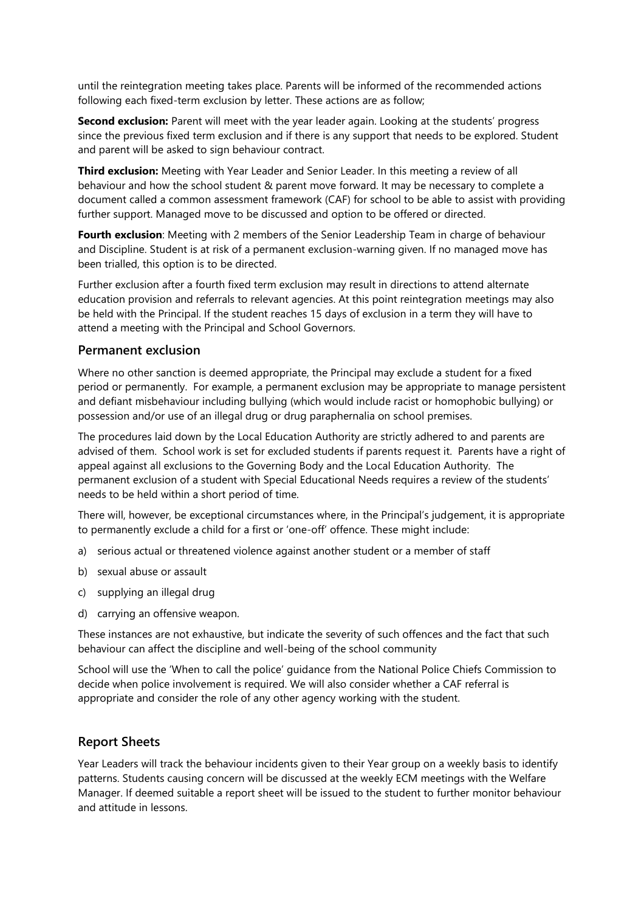until the reintegration meeting takes place. Parents will be informed of the recommended actions following each fixed-term exclusion by letter. These actions are as follow;

**Second exclusion:** Parent will meet with the year leader again. Looking at the students' progress since the previous fixed term exclusion and if there is any support that needs to be explored. Student and parent will be asked to sign behaviour contract.

**Third exclusion:** Meeting with Year Leader and Senior Leader. In this meeting a review of all behaviour and how the school student & parent move forward. It may be necessary to complete a document called a common assessment framework (CAF) for school to be able to assist with providing further support. Managed move to be discussed and option to be offered or directed.

**Fourth exclusion**: Meeting with 2 members of the Senior Leadership Team in charge of behaviour and Discipline. Student is at risk of a permanent exclusion-warning given. If no managed move has been trialled, this option is to be directed.

Further exclusion after a fourth fixed term exclusion may result in directions to attend alternate education provision and referrals to relevant agencies. At this point reintegration meetings may also be held with the Principal. If the student reaches 15 days of exclusion in a term they will have to attend a meeting with the Principal and School Governors.

## Permanent exclusion

Where no other sanction is deemed appropriate, the Principal may exclude a student for a fixed period or permanently. For example, a permanent exclusion may be appropriate to manage persistent and defiant misbehaviour including bullying (which would include racist or homophobic bullying) or possession and/or use of an illegal drug or drug paraphernalia on school premises.

The procedures laid down by the Local Education Authority are strictly adhered to and parents are advised of them. School work is set for excluded students if parents request it. Parents have a right of appeal against all exclusions to the Governing Body and the Local Education Authority. The permanent exclusion of a student with Special Educational Needs requires a review of the students' needs to be held within a short period of time.

There will, however, be exceptional circumstances where, in the Principal's judgement, it is appropriate to permanently exclude a child for a first or 'one-off' offence. These might include:

a) serious actual or threatened violence against another student or a member of staff

b) sexual abuse or assault

c) supplying an illegal drug

d) carrying an offensive weapon.

These instances are not exhaustive, but indicate the severity of such offences and the fact that such behaviour can affect the discipline and well-being of the school community

School will use the 'When to call the police' guidance from the National Police Chiefs Commission to decide when police involvement is required. We will also consider whether a CAF referral is appropriate and consider the role of any other agency working with the student.

## Report Sheets

Year Leaders will track the behaviour incidents given to their Year group on a weekly basis to identify patterns. Students causing concern will be discussed at the weekly ECM meetings with the Welfare Manager. If deemed suitable a report sheet will be issued to the student to further monitor behaviour and attitude in lessons.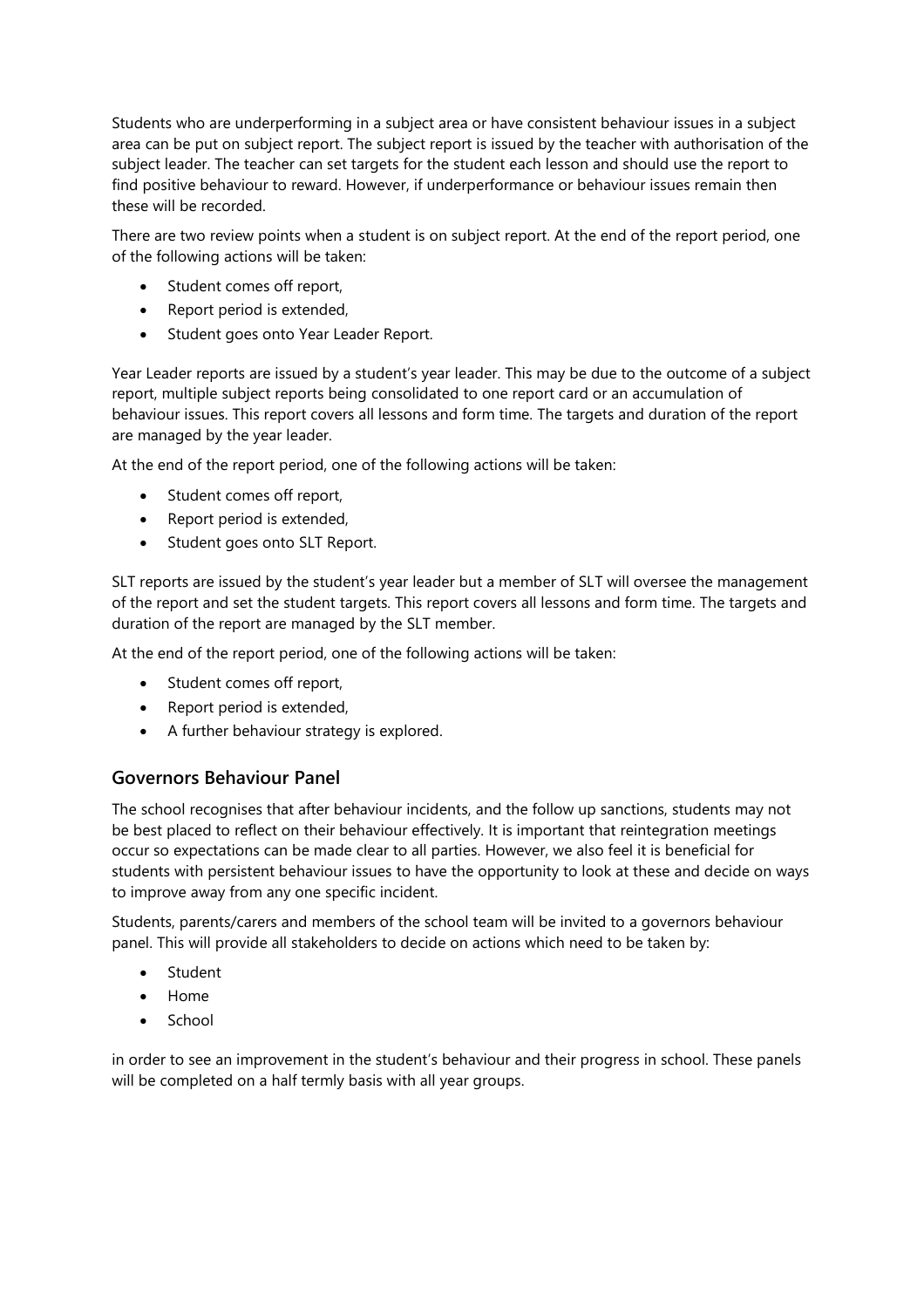Students who are underperforming in a subject area or have consistent behaviour issues in a subject area can be put on subject report. The subject report is issued by the teacher with authorisation of the subject leader. The teacher can set targets for the student each lesson and should use the report to find positive behaviour to reward. However, if underperformance or behaviour issues remain then these will be recorded.

There are two review points when a student is on subject report. At the end of the report period, one of the following actions will be taken:

- Student comes off report,
- Report period is extended,
- Student goes onto Year Leader Report.

Year Leader reports are issued by a student's year leader. This may be due to the outcome of a subject report, multiple subject reports being consolidated to one report card or an accumulation of behaviour issues. This report covers all lessons and form time. The targets and duration of the report are managed by the year leader.

At the end of the report period, one of the following actions will be taken:

- Student comes off report,
- Report period is extended,
- Student goes onto SLT Report.

SLT reports are issued by the student's year leader but a member of SLT will oversee the management of the report and set the student targets. This report covers all lessons and form time. The targets and duration of the report are managed by the SLT member.

At the end of the report period, one of the following actions will be taken:

- Student comes off report,
- Report period is extended,
- A further behaviour strategy is explored.

## Governors Behaviour Panel

The school recognises that after behaviour incidents, and the follow up sanctions, students may not be best placed to reflect on their behaviour effectively. It is important that reintegration meetings occur so expectations can be made clear to all parties. However, we also feel it is beneficial for students with persistent behaviour issues to have the opportunity to look at these and decide on ways to improve away from any one specific incident.

Students, parents/carers and members of the school team will be invited to a governors behaviour panel. This will provide all stakeholders to decide on actions which need to be taken by:

- Student
- Home
- School

in order to see an improvement in the student's behaviour and their progress in school. These panels will be completed on a half termly basis with all year groups.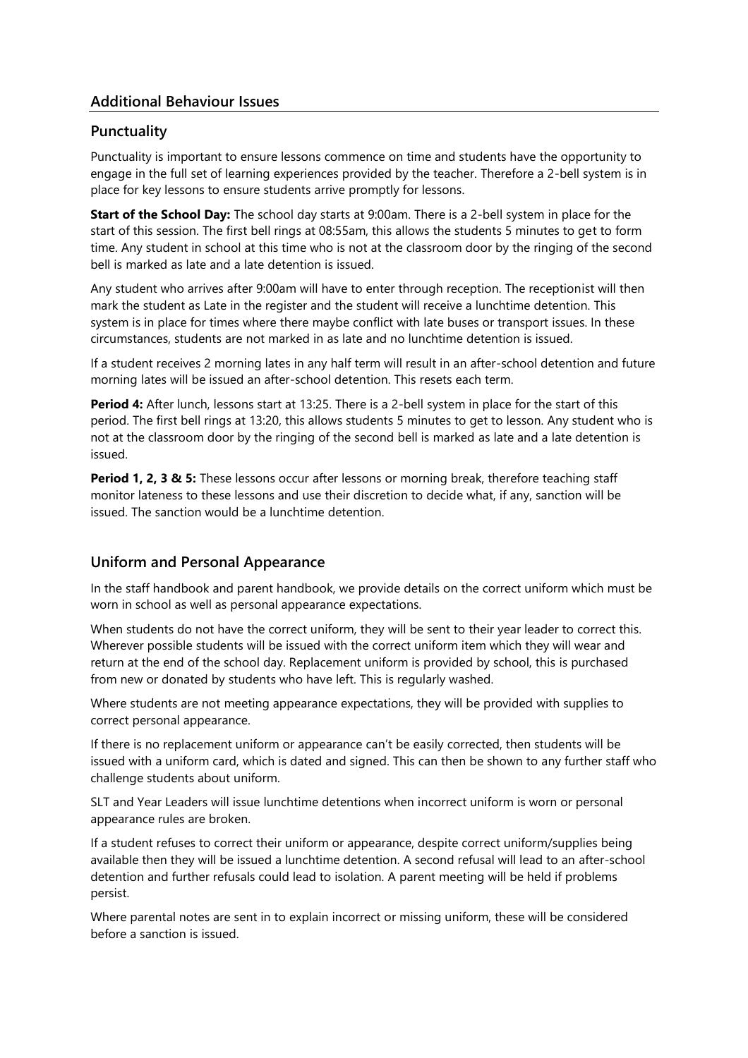## Additional Behaviour Issues

### Punctuality

Punctuality is important to ensure lessons commence on time and students have the opportunity to engage in the full set of learning experiences provided by the teacher. Therefore a 2-bell system is in place for key lessons to ensure students arrive promptly for lessons.

**Start of the School Day:** The school day starts at 9:00am. There is a 2-bell system in place for the start of this session. The first bell rings at 08:55am, this allows the students 5 minutes to get to form time. Any student in school at this time who is not at the classroom door by the ringing of the second bell is marked as late and a late detention is issued.

Any student who arrives after 9:00am will have to enter through reception. The receptionist will then mark the student as Late in the register and the student will receive a lunchtime detention. This system is in place for times where there maybe conflict with late buses or transport issues. In these circumstances, students are not marked in as late and no lunchtime detention is issued.

If a student receives 2 morning lates in any half term will result in an after-school detention and future morning lates will be issued an after-school detention. This resets each term.

**Period 4:** After lunch, lessons start at 13:25. There is a 2-bell system in place for the start of this period. The first bell rings at 13:20, this allows students 5 minutes to get to lesson. Any student who is not at the classroom door by the ringing of the second bell is marked as late and a late detention is issued.

**Period 1, 2, 3 & 5:** These lessons occur after lessons or morning break, therefore teaching staff monitor lateness to these lessons and use their discretion to decide what, if any, sanction will be issued. The sanction would be a lunchtime detention.

### Uniform and Personal Appearance

In the staff handbook and parent handbook, we provide details on the correct uniform which must be worn in school as well as personal appearance expectations.

When students do not have the correct uniform, they will be sent to their year leader to correct this. Wherever possible students will be issued with the correct uniform item which they will wear and return at the end of the school day. Replacement uniform is provided by school, this is purchased from new or donated by students who have left. This is regularly washed.

Where students are not meeting appearance expectations, they will be provided with supplies to correct personal appearance.

If there is no replacement uniform or appearance can't be easily corrected, then students will be issued with a uniform card, which is dated and signed. This can then be shown to any further staff who challenge students about uniform.

SLT and Year Leaders will issue lunchtime detentions when incorrect uniform is worn or personal appearance rules are broken.

If a student refuses to correct their uniform or appearance, despite correct uniform/supplies being available then they will be issued a lunchtime detention. A second refusal will lead to an after-school detention and further refusals could lead to isolation. A parent meeting will be held if problems persist.

Where parental notes are sent in to explain incorrect or missing uniform, these will be considered before a sanction is issued.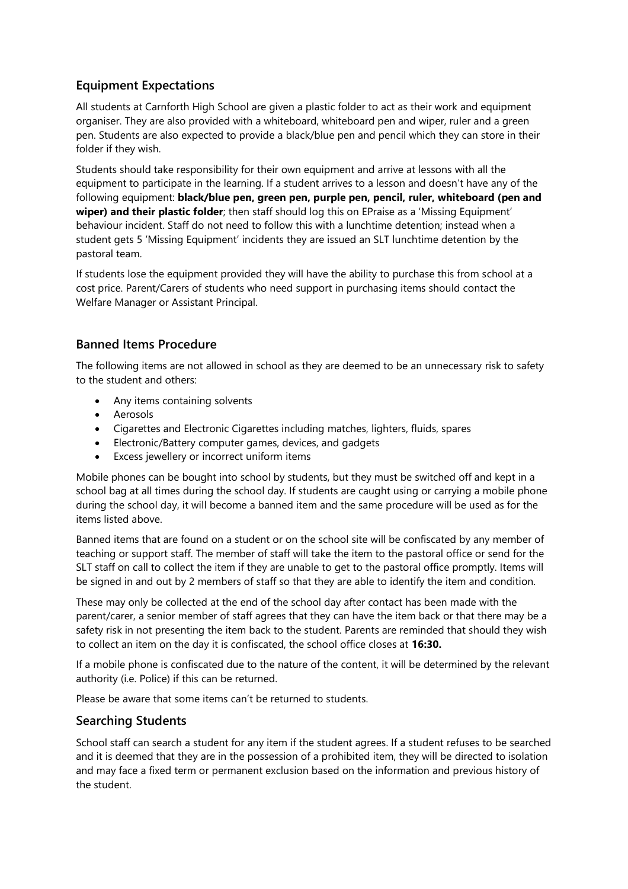## Equipment Expectations

All students at Carnforth High School are given a plastic folder to act as their work and equipment organiser. They are also provided with a whiteboard, whiteboard pen and wiper, ruler and a green pen. Students are also expected to provide a black/blue pen and pencil which they can store in their folder if they wish.

Students should take responsibility for their own equipment and arrive at lessons with all the equipment to participate in the learning. If a student arrives to a lesson and doesn't have any of the following equipment: **black/blue pen, green pen, purple pen, pencil, ruler, whiteboard (pen and wiper) and their plastic folder**; then staff should log this on EPraise as a 'Missing Equipment' behaviour incident. Staff do not need to follow this with a lunchtime detention; instead when a student gets 5 'Missing Equipment' incidents they are issued an SLT lunchtime detention by the pastoral team.

If students lose the equipment provided they will have the ability to purchase this from school at a cost price. Parent/Carers of students who need support in purchasing items should contact the Welfare Manager or Assistant Principal.

## Banned Items Procedure

The following items are not allowed in school as they are deemed to be an unnecessary risk to safety to the student and others:

- Any items containing solvents
- Aerosols
- Cigarettes and Electronic Cigarettes including matches, lighters, fluids, spares
- Electronic/Battery computer games, devices, and gadgets
- Excess jewellery or incorrect uniform items

Mobile phones can be bought into school by students, but they must be switched off and kept in a school bag at all times during the school day. If students are caught using or carrying a mobile phone during the school day, it will become a banned item and the same procedure will be used as for the items listed above.

Banned items that are found on a student or on the school site will be confiscated by any member of teaching or support staff. The member of staff will take the item to the pastoral office or send for the SLT staff on call to collect the item if they are unable to get to the pastoral office promptly. Items will be signed in and out by 2 members of staff so that they are able to identify the item and condition.

These may only be collected at the end of the school day after contact has been made with the parent/carer, a senior member of staff agrees that they can have the item back or that there may be a safety risk in not presenting the item back to the student. Parents are reminded that should they wish to collect an item on the day it is confiscated, the school office closes at **16:30.**

If a mobile phone is confiscated due to the nature of the content, it will be determined by the relevant authority (i.e. Police) if this can be returned.

Please be aware that some items can't be returned to students.

## Searching Students

School staff can search a student for any item if the student agrees. If a student refuses to be searched and it is deemed that they are in the possession of a prohibited item, they will be directed to isolation and may face a fixed term or permanent exclusion based on the information and previous history of the student.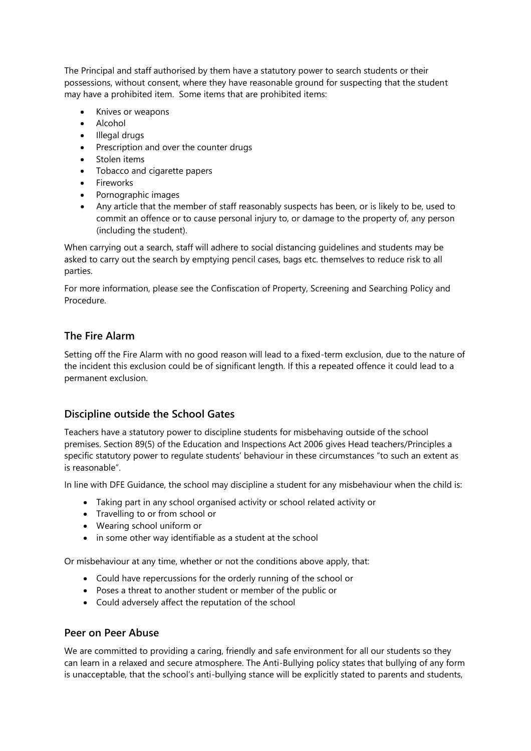The Principal and staff authorised by them have a statutory power to search students or their possessions, without consent, where they have reasonable ground for suspecting that the student may have a prohibited item. Some items that are prohibited items:

- Knives or weapons
- Alcohol
- Illegal drugs
- Prescription and over the counter drugs
- Stolen items
- Tobacco and cigarette papers
- Fireworks
- Pornographic images
- Any article that the member of staff reasonably suspects has been, or is likely to be, used to commit an offence or to cause personal injury to, or damage to the property of, any person (including the student).

When carrying out a search, staff will adhere to social distancing guidelines and students may be asked to carry out the search by emptying pencil cases, bags etc. themselves to reduce risk to all parties.

For more information, please see the Confiscation of Property, Screening and Searching Policy and Procedure.

## The Fire Alarm

Setting off the Fire Alarm with no good reason will lead to a fixed-term exclusion, due to the nature of the incident this exclusion could be of significant length. If this a repeated offence it could lead to a permanent exclusion.

## Discipline outside the School Gates

Teachers have a statutory power to discipline students for misbehaving outside of the school premises. Section 89(5) of the Education and Inspections Act 2006 gives Head teachers/Principles a specific statutory power to regulate students' behaviour in these circumstances "to such an extent as is reasonable".

In line with DFE Guidance, the school may discipline a student for any misbehaviour when the child is:

- Taking part in any school organised activity or school related activity or
- Travelling to or from school or
- Wearing school uniform or
- in some other way identifiable as a student at the school

Or misbehaviour at any time, whether or not the conditions above apply, that:

- Could have repercussions for the orderly running of the school or
- Poses a threat to another student or member of the public or
- Could adversely affect the reputation of the school

## Peer on Peer Abuse

We are committed to providing a caring, friendly and safe environment for all our students so they can learn in a relaxed and secure atmosphere. The Anti-Bullying policy states that bullying of any form is unacceptable, that the school's anti-bullying stance will be explicitly stated to parents and students,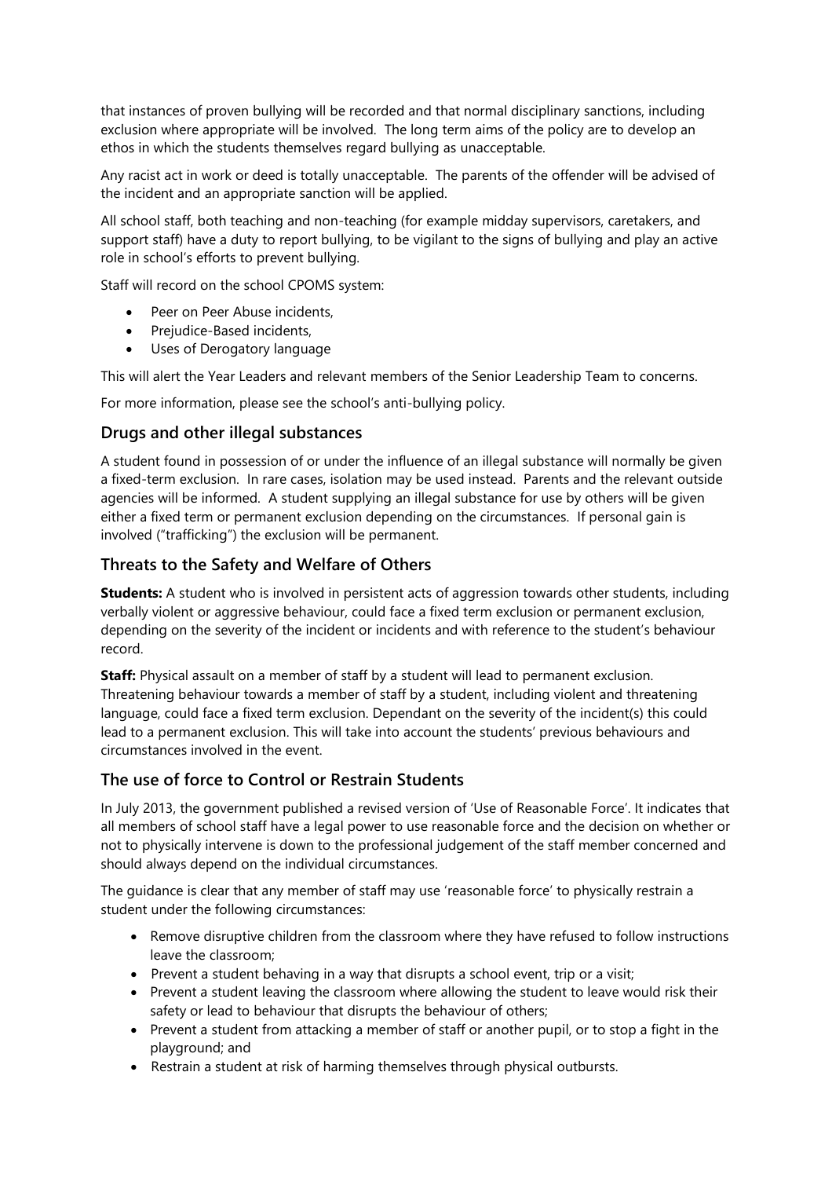that instances of proven bullying will be recorded and that normal disciplinary sanctions, including exclusion where appropriate will be involved. The long term aims of the policy are to develop an ethos in which the students themselves regard bullying as unacceptable.

Any racist act in work or deed is totally unacceptable. The parents of the offender will be advised of the incident and an appropriate sanction will be applied.

All school staff, both teaching and non-teaching (for example midday supervisors, caretakers, and support staff) have a duty to report bullying, to be vigilant to the signs of bullying and play an active role in school's efforts to prevent bullying.

Staff will record on the school CPOMS system:

- Peer on Peer Abuse incidents,
- Prejudice-Based incidents,
- Uses of Derogatory language

This will alert the Year Leaders and relevant members of the Senior Leadership Team to concerns.

For more information, please see the school's anti-bullying policy.

## Drugs and other illegal substances

A student found in possession of or under the influence of an illegal substance will normally be given a fixed-term exclusion. In rare cases, isolation may be used instead. Parents and the relevant outside agencies will be informed. A student supplying an illegal substance for use by others will be given either a fixed term or permanent exclusion depending on the circumstances. If personal gain is involved ("trafficking") the exclusion will be permanent.

## Threats to the Safety and Welfare of Others

**Students:** A student who is involved in persistent acts of aggression towards other students, including verbally violent or aggressive behaviour, could face a fixed term exclusion or permanent exclusion, depending on the severity of the incident or incidents and with reference to the student's behaviour record.

**Staff:** Physical assault on a member of staff by a student will lead to permanent exclusion. Threatening behaviour towards a member of staff by a student, including violent and threatening language, could face a fixed term exclusion. Dependant on the severity of the incident(s) this could lead to a permanent exclusion. This will take into account the students' previous behaviours and circumstances involved in the event.

## The use of force to Control or Restrain Students

In July 2013, the government published a revised version of 'Use of Reasonable Force'. It indicates that all members of school staff have a legal power to use reasonable force and the decision on whether or not to physically intervene is down to the professional judgement of the staff member concerned and should always depend on the individual circumstances.

The guidance is clear that any member of staff may use 'reasonable force' to physically restrain a student under the following circumstances:

- Remove disruptive children from the classroom where they have refused to follow instructions leave the classroom;
- Prevent a student behaving in a way that disrupts a school event, trip or a visit;
- Prevent a student leaving the classroom where allowing the student to leave would risk their safety or lead to behaviour that disrupts the behaviour of others;
- Prevent a student from attacking a member of staff or another pupil, or to stop a fight in the playground; and
- Restrain a student at risk of harming themselves through physical outbursts.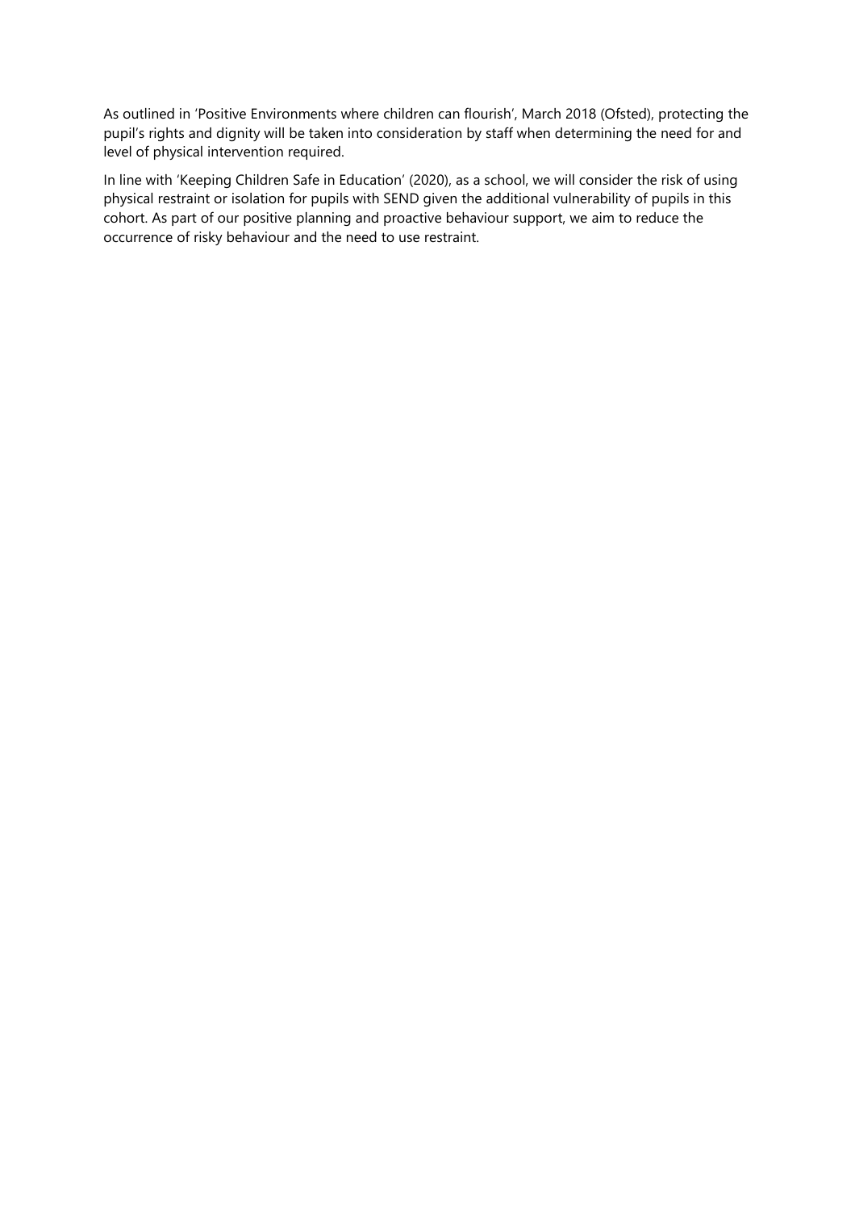As outlined in 'Positive Environments where children can flourish', March 2018 (Ofsted), protecting the pupil's rights and dignity will be taken into consideration by staff when determining the need for and level of physical intervention required.

In line with 'Keeping Children Safe in Education' (2020), as a school, we will consider the risk of using physical restraint or isolation for pupils with SEND given the additional vulnerability of pupils in this cohort. As part of our positive planning and proactive behaviour support, we aim to reduce the occurrence of risky behaviour and the need to use restraint.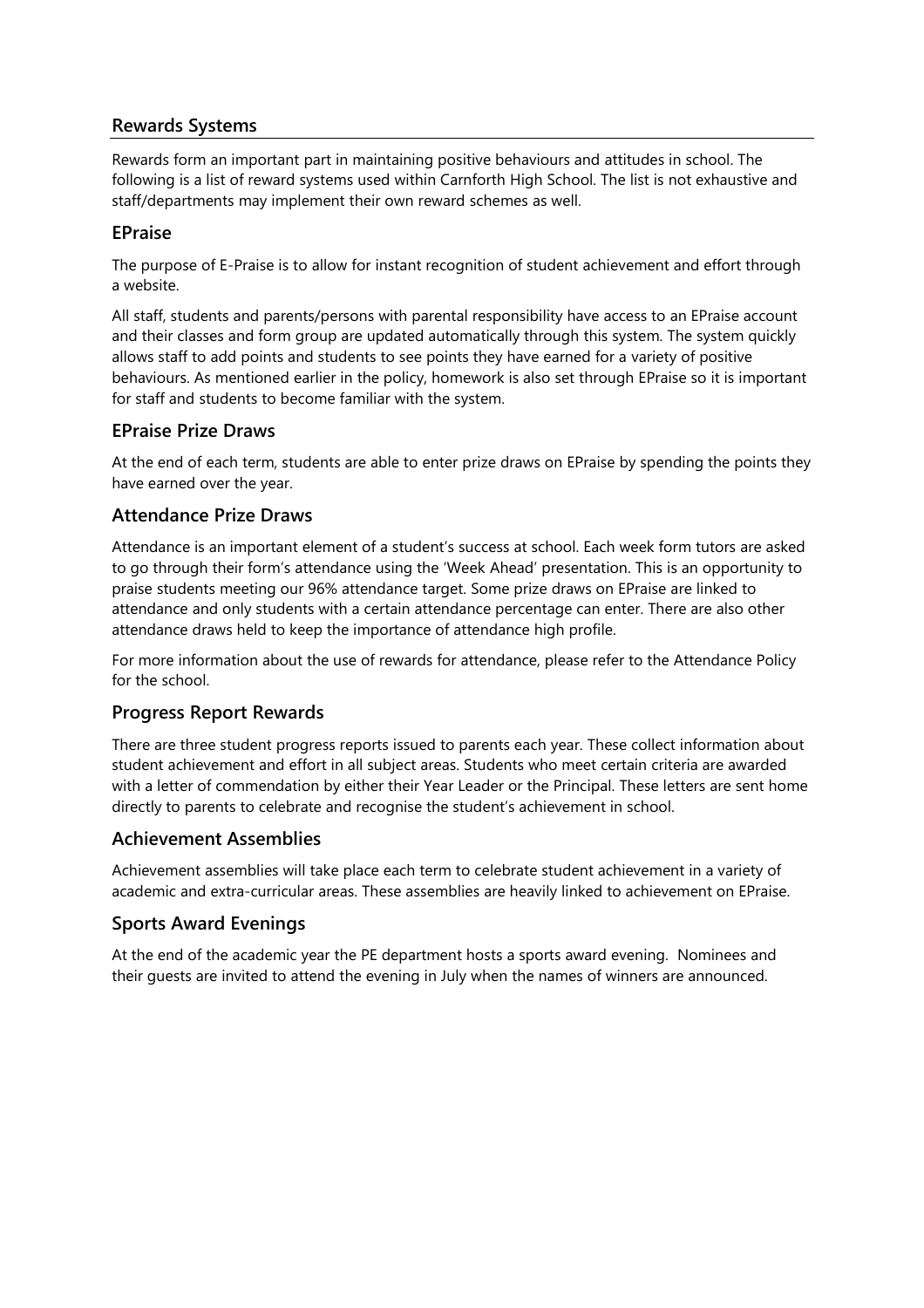## Rewards Systems

Rewards form an important part in maintaining positive behaviours and attitudes in school. The following is a list of reward systems used within Carnforth High School. The list is not exhaustive and staff/departments may implement their own reward schemes as well.

### EPraise

The purpose of E-Praise is to allow for instant recognition of student achievement and effort through a website.

All staff, students and parents/persons with parental responsibility have access to an EPraise account and their classes and form group are updated automatically through this system. The system quickly allows staff to add points and students to see points they have earned for a variety of positive behaviours. As mentioned earlier in the policy, homework is also set through EPraise so it is important for staff and students to become familiar with the system.

### EPraise Prize Draws

At the end of each term, students are able to enter prize draws on EPraise by spending the points they have earned over the year.

### Attendance Prize Draws

Attendance is an important element of a student's success at school. Each week form tutors are asked to go through their form's attendance using the 'Week Ahead' presentation. This is an opportunity to praise students meeting our 96% attendance target. Some prize draws on EPraise are linked to attendance and only students with a certain attendance percentage can enter. There are also other attendance draws held to keep the importance of attendance high profile.

For more information about the use of rewards for attendance, please refer to the Attendance Policy for the school.

### Progress Report Rewards

There are three student progress reports issued to parents each year. These collect information about student achievement and effort in all subject areas. Students who meet certain criteria are awarded with a letter of commendation by either their Year Leader or the Principal. These letters are sent home directly to parents to celebrate and recognise the student's achievement in school.

### Achievement Assemblies

Achievement assemblies will take place each term to celebrate student achievement in a variety of academic and extra-curricular areas. These assemblies are heavily linked to achievement on EPraise.

### Sports Award Evenings

At the end of the academic year the PE department hosts a sports award evening. Nominees and their guests are invited to attend the evening in July when the names of winners are announced.